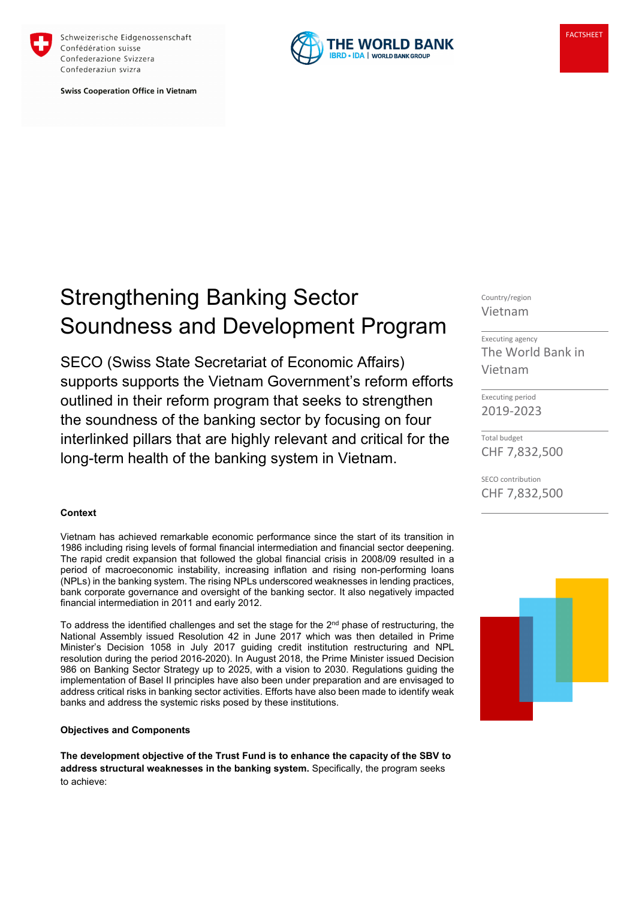Schweizerische Eidgenossenschaft
Confédération suisse
Confederazione Svizzera
Confederaziun svizra

**Swiss Cooperation Office in Vietnam**

THE WORLD BANK
IBRD • IDA | WORLD BANK GROUP

FACTSHEET

# Strengthening Banking Sector Soundness and Development Program

SECO (Swiss State Secretariat of Economic Affairs) supports supports the Vietnam Government's reform efforts outlined in their reform program that seeks to strengthen the soundness of the banking sector by focusing on four interlinked pillars that are highly relevant and critical for the long-term health of the banking system in Vietnam.

Country/region
Vietnam

Executing agency
The World Bank in Vietnam

Executing period
2019-2023

Total budget
CHF 7,832,500

SECO contribution
CHF 7,832,500

**Context**

Vietnam has achieved remarkable economic performance since the start of its transition in 1986 including rising levels of formal financial intermediation and financial sector deepening. The rapid credit expansion that followed the global financial crisis in 2008/09 resulted in a period of macroeconomic instability, increasing inflation and rising non-performing loans (NPLs) in the banking system. The rising NPLs underscored weaknesses in lending practices, bank corporate governance and oversight of the banking sector. It also negatively impacted financial intermediation in 2011 and early 2012.

To address the identified challenges and set the stage for the 2nd phase of restructuring, the National Assembly issued Resolution 42 in June 2017 which was then detailed in Prime Minister's Decision 1058 in July 2017 guiding credit institution restructuring and NPL resolution during the period 2016-2020). In August 2018, the Prime Minister issued Decision 986 on Banking Sector Strategy up to 2025, with a vision to 2030. Regulations guiding the implementation of Basel II principles have also been under preparation and are envisaged to address critical risks in banking sector activities. Efforts have also been made to identify weak banks and address the systemic risks posed by these institutions.

**Objectives and Components**

**The development objective of the Trust Fund is to enhance the capacity of the SBV to address structural weaknesses in the banking system.** Specifically, the program seeks to achieve: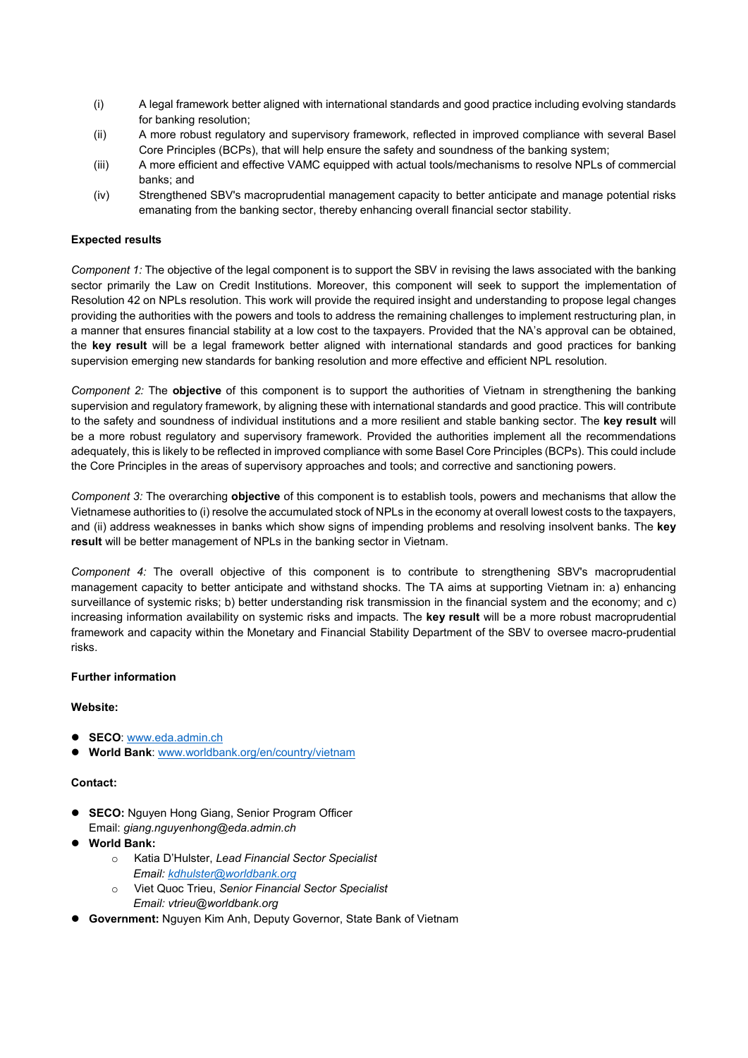(i) A legal framework better aligned with international standards and good practice including evolving standards for banking resolution;

(ii) A more robust regulatory and supervisory framework, reflected in improved compliance with several Basel Core Principles (BCPs), that will help ensure the safety and soundness of the banking system;

(iii) A more efficient and effective VAMC equipped with actual tools/mechanisms to resolve NPLs of commercial banks; and

(iv) Strengthened SBV's macroprudential management capacity to better anticipate and manage potential risks emanating from the banking sector, thereby enhancing overall financial sector stability.

**Expected results**

*Component 1:* The objective of the legal component is to support the SBV in revising the laws associated with the banking sector primarily the Law on Credit Institutions. Moreover, this component will seek to support the implementation of Resolution 42 on NPLs resolution. This work will provide the required insight and understanding to propose legal changes providing the authorities with the powers and tools to address the remaining challenges to implement restructuring plan, in a manner that ensures financial stability at a low cost to the taxpayers. Provided that the NA's approval can be obtained, the **key result** will be a legal framework better aligned with international standards and good practices for banking supervision emerging new standards for banking resolution and more effective and efficient NPL resolution.

*Component 2:* The **objective** of this component is to support the authorities of Vietnam in strengthening the banking supervision and regulatory framework, by aligning these with international standards and good practice. This will contribute to the safety and soundness of individual institutions and a more resilient and stable banking sector. The **key result** will be a more robust regulatory and supervisory framework. Provided the authorities implement all the recommendations adequately, this is likely to be reflected in improved compliance with some Basel Core Principles (BCPs). This could include the Core Principles in the areas of supervisory approaches and tools; and corrective and sanctioning powers.

*Component 3:* The overarching **objective** of this component is to establish tools, powers and mechanisms that allow the Vietnamese authorities to (i) resolve the accumulated stock of NPLs in the economy at overall lowest costs to the taxpayers, and (ii) address weaknesses in banks which show signs of impending problems and resolving insolvent banks. The **key result** will be better management of NPLs in the banking sector in Vietnam.

*Component 4:* The overall objective of this component is to contribute to strengthening SBV's macroprudential management capacity to better anticipate and withstand shocks. The TA aims at supporting Vietnam in: a) enhancing surveillance of systemic risks; b) better understanding risk transmission in the financial system and the economy; and c) increasing information availability on systemic risks and impacts. The **key result** will be a more robust macroprudential framework and capacity within the Monetary and Financial Stability Department of the SBV to oversee macro-prudential risks.

**Further information**

**Website:**

- **SECO**: www.eda.admin.ch
- **World Bank**: www.worldbank.org/en/country/vietnam

**Contact:**

- **SECO:** Nguyen Hong Giang, Senior Program Officer
  Email: *giang.nguyenhong@eda.admin.ch*
- **World Bank:**
  - Katia D'Hulster, *Lead Financial Sector Specialist*
    *Email: kdhulster@worldbank.org*
  - Viet Quoc Trieu, *Senior Financial Sector Specialist*
    *Email: vtrieu@worldbank.org*
- **Government:** Nguyen Kim Anh, Deputy Governor, State Bank of Vietnam